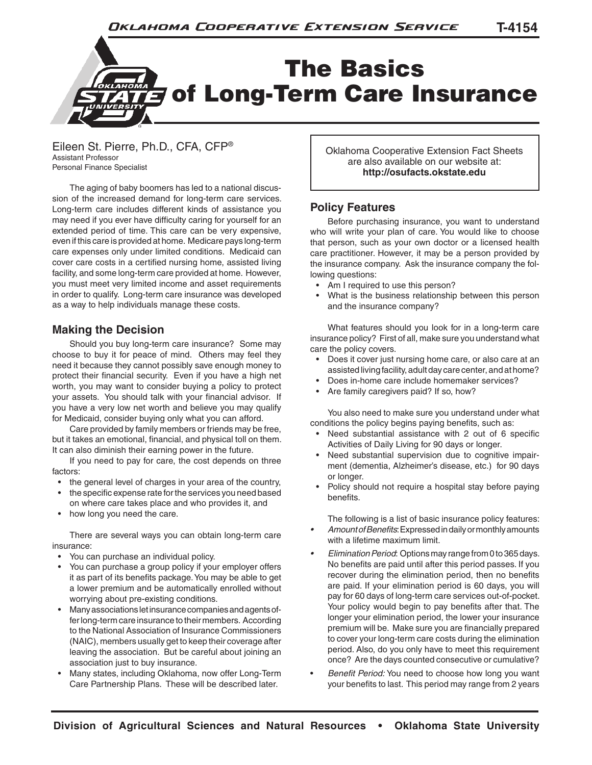# The Basics of Long-Term Care Insurance

Eileen St. Pierre, Ph.D., CFA, CFP®
Assistant Professor
Personal Finance Specialist

The aging of baby boomers has led to a national discussion of the increased demand for long-term care services. Long-term care includes different kinds of assistance you may need if you ever have difficulty caring for yourself for an extended period of time. This care can be very expensive, even if this care is provided at home. Medicare pays long-term care expenses only under limited conditions. Medicaid can cover care costs in a certified nursing home, assisted living facility, and some long-term care provided at home. However, you must meet very limited income and asset requirements in order to qualify. Long-term care insurance was developed as a way to help individuals manage these costs.

## Making the Decision

Should you buy long-term care insurance? Some may choose to buy it for peace of mind. Others may feel they need it because they cannot possibly save enough money to protect their financial security. Even if you have a high net worth, you may want to consider buying a policy to protect your assets. You should talk with your financial advisor. If you have a very low net worth and believe you may qualify for Medicaid, consider buying only what you can afford.

Care provided by family members or friends may be free, but it takes an emotional, financial, and physical toll on them. It can also diminish their earning power in the future.

If you need to pay for care, the cost depends on three factors:

- the general level of charges in your area of the country,
- the specific expense rate for the services you need based on where care takes place and who provides it, and
- how long you need the care.

There are several ways you can obtain long-term care insurance:

- You can purchase an individual policy.
- You can purchase a group policy if your employer offers it as part of its benefits package. You may be able to get a lower premium and be automatically enrolled without worrying about pre-existing conditions.
- Many associations let insurance companies and agents offer long-term care insurance to their members. According to the National Association of Insurance Commissioners (NAIC), members usually get to keep their coverage after leaving the association. But be careful about joining an association just to buy insurance.
- Many states, including Oklahoma, now offer Long-Term Care Partnership Plans. These will be described later.

Oklahoma Cooperative Extension Fact Sheets are also available on our website at: **http://osufacts.okstate.edu**

## Policy Features

Before purchasing insurance, you want to understand who will write your plan of care. You would like to choose that person, such as your own doctor or a licensed health care practitioner. However, it may be a person provided by the insurance company. Ask the insurance company the following questions:

- Am I required to use this person?
- What is the business relationship between this person and the insurance company?

What features should you look for in a long-term care insurance policy? First of all, make sure you understand what care the policy covers.

- Does it cover just nursing home care, or also care at an assisted living facility, adult day care center, and at home?
- Does in-home care include homemaker services?
- Are family caregivers paid? If so, how?

You also need to make sure you understand under what conditions the policy begins paying benefits, such as:

- Need substantial assistance with 2 out of 6 specific Activities of Daily Living for 90 days or longer.
- Need substantial supervision due to cognitive impairment (dementia, Alzheimer's disease, etc.) for 90 days or longer.
- Policy should not require a hospital stay before paying benefits.

The following is a list of basic insurance policy features:

- *Amount of Benefits*: Expressed in daily or monthly amounts with a lifetime maximum limit.
- *Elimination Period*: Options may range from 0 to 365 days. No benefits are paid until after this period passes. If you recover during the elimination period, then no benefits are paid. If your elimination period is 60 days, you will pay for 60 days of long-term care services out-of-pocket. Your policy would begin to pay benefits after that. The longer your elimination period, the lower your insurance premium will be. Make sure you are financially prepared to cover your long-term care costs during the elimination period. Also, do you only have to meet this requirement once? Are the days counted consecutive or cumulative?
- *Benefit Period:* You need to choose how long you want your benefits to last. This period may range from 2 years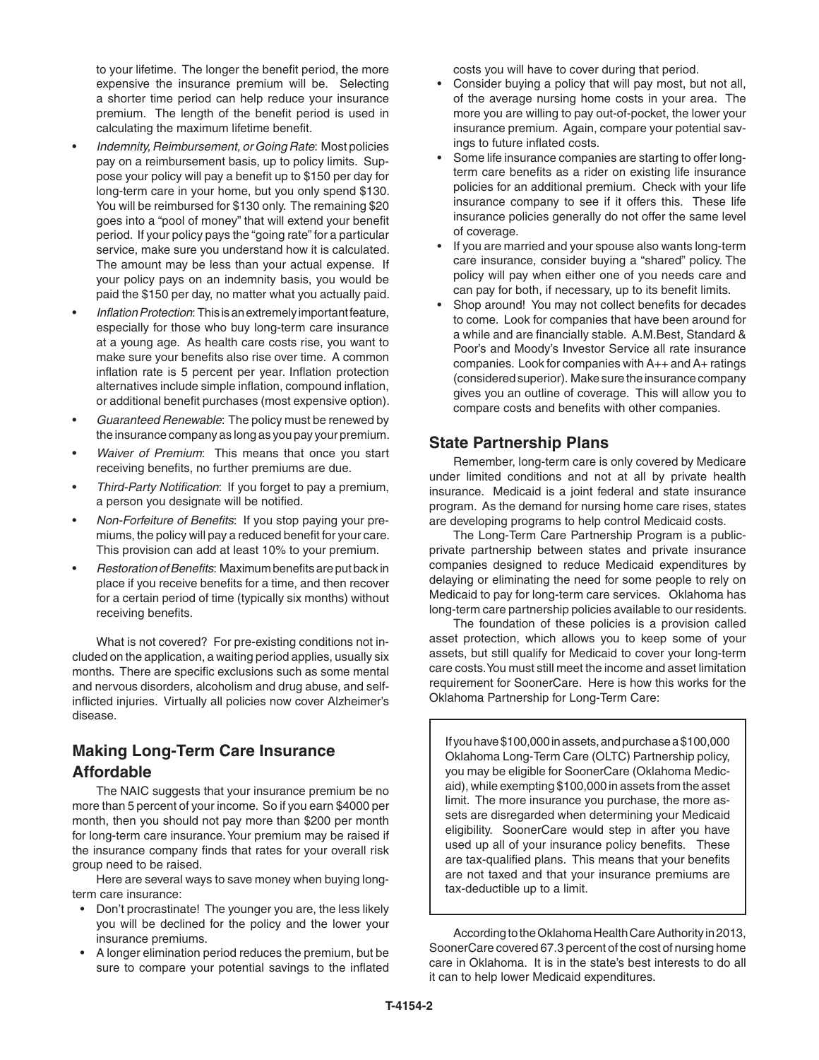to your lifetime. The longer the benefit period, the more expensive the insurance premium will be. Selecting a shorter time period can help reduce your insurance premium. The length of the benefit period is used in calculating the maximum lifetime benefit.

- *Indemnity, Reimbursement, or Going Rate*: Most policies pay on a reimbursement basis, up to policy limits. Suppose your policy will pay a benefit up to $150 per day for long-term care in your home, but you only spend $130. You will be reimbursed for $130 only. The remaining $20 goes into a "pool of money" that will extend your benefit period. If your policy pays the "going rate" for a particular service, make sure you understand how it is calculated. The amount may be less than your actual expense. If your policy pays on an indemnity basis, you would be paid the $150 per day, no matter what you actually paid.
- *Inflation Protection*: This is an extremely important feature, especially for those who buy long-term care insurance at a young age. As health care costs rise, you want to make sure your benefits also rise over time. A common inflation rate is 5 percent per year. Inflation protection alternatives include simple inflation, compound inflation, or additional benefit purchases (most expensive option).
- *Guaranteed Renewable*: The policy must be renewed by the insurance company as long as you pay your premium.
- *Waiver of Premium*: This means that once you start receiving benefits, no further premiums are due.
- *Third-Party Notification*: If you forget to pay a premium, a person you designate will be notified.
- *Non-Forfeiture of Benefits*: If you stop paying your premiums, the policy will pay a reduced benefit for your care. This provision can add at least 10% to your premium.
- *Restoration of Benefits*: Maximum benefits are put back in place if you receive benefits for a time, and then recover for a certain period of time (typically six months) without receiving benefits.

What is not covered? For pre-existing conditions not included on the application, a waiting period applies, usually six months. There are specific exclusions such as some mental and nervous disorders, alcoholism and drug abuse, and self-inflicted injuries. Virtually all policies now cover Alzheimer's disease.

## Making Long-Term Care Insurance Affordable

The NAIC suggests that your insurance premium be no more than 5 percent of your income. So if you earn $4000 per month, then you should not pay more than $200 per month for long-term care insurance. Your premium may be raised if the insurance company finds that rates for your overall risk group need to be raised.

Here are several ways to save money when buying long-term care insurance:

- Don't procrastinate! The younger you are, the less likely you will be declined for the policy and the lower your insurance premiums.
- A longer elimination period reduces the premium, but be sure to compare your potential savings to the inflated costs you will have to cover during that period.
- Consider buying a policy that will pay most, but not all, of the average nursing home costs in your area. The more you are willing to pay out-of-pocket, the lower your insurance premium. Again, compare your potential savings to future inflated costs.
- Some life insurance companies are starting to offer long-term care benefits as a rider on existing life insurance policies for an additional premium. Check with your life insurance company to see if it offers this. These life insurance policies generally do not offer the same level of coverage.
- If you are married and your spouse also wants long-term care insurance, consider buying a "shared" policy. The policy will pay when either one of you needs care and can pay for both, if necessary, up to its benefit limits.
- Shop around! You may not collect benefits for decades to come. Look for companies that have been around for a while and are financially stable. A.M.Best, Standard & Poor's and Moody's Investor Service all rate insurance companies. Look for companies with A++ and A+ ratings (considered superior). Make sure the insurance company gives you an outline of coverage. This will allow you to compare costs and benefits with other companies.

## State Partnership Plans

Remember, long-term care is only covered by Medicare under limited conditions and not at all by private health insurance. Medicaid is a joint federal and state insurance program. As the demand for nursing home care rises, states are developing programs to help control Medicaid costs.

The Long-Term Care Partnership Program is a public-private partnership between states and private insurance companies designed to reduce Medicaid expenditures by delaying or eliminating the need for some people to rely on Medicaid to pay for long-term care services. Oklahoma has long-term care partnership policies available to our residents.

The foundation of these policies is a provision called asset protection, which allows you to keep some of your assets, but still qualify for Medicaid to cover your long-term care costs. You must still meet the income and asset limitation requirement for SoonerCare. Here is how this works for the Oklahoma Partnership for Long-Term Care:

> If you have $100,000 in assets, and purchase a $100,000 Oklahoma Long-Term Care (OLTC) Partnership policy, you may be eligible for SoonerCare (Oklahoma Medicaid), while exempting $100,000 in assets from the asset limit. The more insurance you purchase, the more assets are disregarded when determining your Medicaid eligibility. SoonerCare would step in after you have used up all of your insurance policy benefits. These are tax-qualified plans. This means that your benefits are not taxed and that your insurance premiums are tax-deductible up to a limit.

According to the Oklahoma Health Care Authority in 2013, SoonerCare covered 67.3 percent of the cost of nursing home care in Oklahoma. It is in the state's best interests to do all it can to help lower Medicaid expenditures.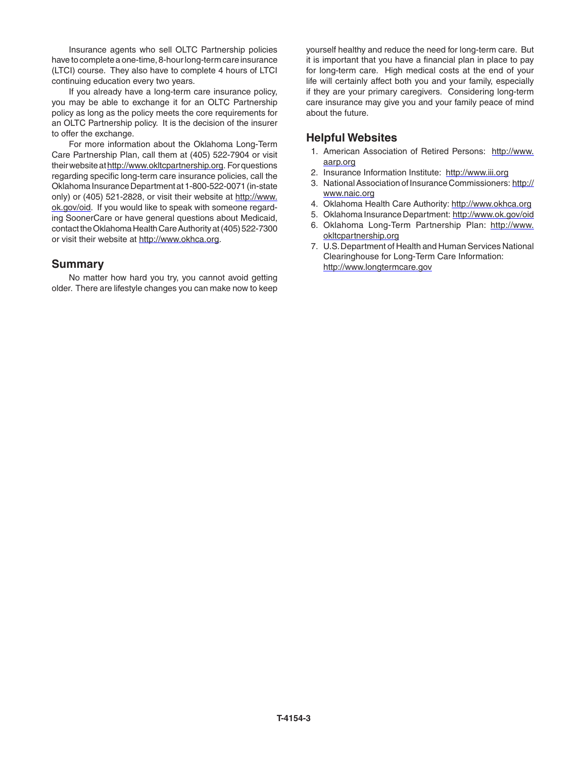Insurance agents who sell OLTC Partnership policies have to complete a one-time, 8-hour long-term care insurance (LTCI) course. They also have to complete 4 hours of LTCI continuing education every two years.

If you already have a long-term care insurance policy, you may be able to exchange it for an OLTC Partnership policy as long as the policy meets the core requirements for an OLTC Partnership policy. It is the decision of the insurer to offer the exchange.

For more information about the Oklahoma Long-Term Care Partnership Plan, call them at (405) 522-7904 or visit their website at http://www.okltcpartnership.org. For questions regarding specific long-term care insurance policies, call the Oklahoma Insurance Department at 1-800-522-0071 (in-state only) or (405) 521-2828, or visit their website at http://www.ok.gov/oid. If you would like to speak with someone regarding SoonerCare or have general questions about Medicaid, contact the Oklahoma Health Care Authority at (405) 522-7300 or visit their website at http://www.okhca.org.

## Summary

No matter how hard you try, you cannot avoid getting older. There are lifestyle changes you can make now to keep yourself healthy and reduce the need for long-term care. But it is important that you have a financial plan in place to pay for long-term care. High medical costs at the end of your life will certainly affect both you and your family, especially if they are your primary caregivers. Considering long-term care insurance may give you and your family peace of mind about the future.

## Helpful Websites

1. American Association of Retired Persons: http://www.aarp.org
2. Insurance Information Institute: http://www.iii.org
3. National Association of Insurance Commissioners: http://www.naic.org
4. Oklahoma Health Care Authority: http://www.okhca.org
5. Oklahoma Insurance Department: http://www.ok.gov/oid
6. Oklahoma Long-Term Partnership Plan: http://www.okltcpartnership.org
7. U.S. Department of Health and Human Services National Clearinghouse for Long-Term Care Information: http://www.longtermcare.gov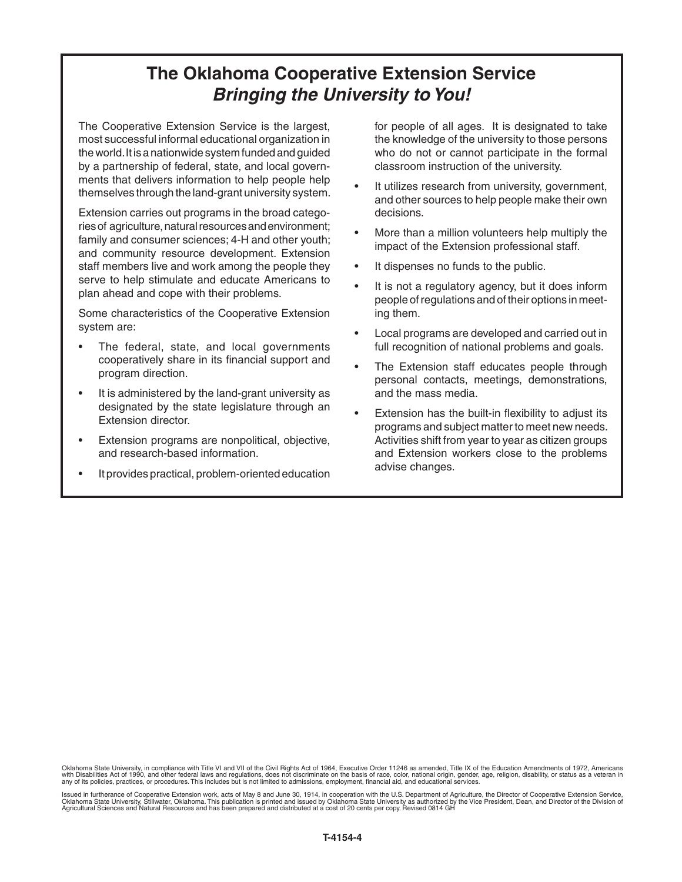## The Oklahoma Cooperative Extension Service
### *Bringing the University to You!*

The Cooperative Extension Service is the largest, most successful informal educational organization in the world. It is a nationwide system funded and guided by a partnership of federal, state, and local governments that delivers information to help people help themselves through the land-grant university system.

Extension carries out programs in the broad categories of agriculture, natural resources and environment; family and consumer sciences; 4-H and other youth; and community resource development. Extension staff members live and work among the people they serve to help stimulate and educate Americans to plan ahead and cope with their problems.

Some characteristics of the Cooperative Extension system are:

- The federal, state, and local governments cooperatively share in its financial support and program direction.
- It is administered by the land-grant university as designated by the state legislature through an Extension director.
- Extension programs are nonpolitical, objective, and research-based information.
- It provides practical, problem-oriented education for people of all ages. It is designated to take the knowledge of the university to those persons who do not or cannot participate in the formal classroom instruction of the university.
- It utilizes research from university, government, and other sources to help people make their own decisions.
- More than a million volunteers help multiply the impact of the Extension professional staff.
- It dispenses no funds to the public.
- It is not a regulatory agency, but it does inform people of regulations and of their options in meeting them.
- Local programs are developed and carried out in full recognition of national problems and goals.
- The Extension staff educates people through personal contacts, meetings, demonstrations, and the mass media.
- Extension has the built-in flexibility to adjust its programs and subject matter to meet new needs. Activities shift from year to year as citizen groups and Extension workers close to the problems advise changes.

Oklahoma State University, in compliance with Title VI and VII of the Civil Rights Act of 1964, Executive Order 11246 as amended, Title IX of the Education Amendments of 1972, Americans with Disabilities Act of 1990, and other federal laws and regulations, does not discriminate on the basis of race, color, national origin, gender, age, religion, disability, or status as a veteran in any of its policies, practices, or procedures. This includes but is not limited to admissions, employment, financial aid, and educational services.

Issued in furtherance of Cooperative Extension work, acts of May 8 and June 30, 1914, in cooperation with the U.S. Department of Agriculture, the Director of Cooperative Extension Service, Oklahoma State University, Stillwater, Oklahoma. This publication is printed and issued by Oklahoma State University as authorized by the Vice President, Dean, and Director of the Division of Agricultural Sciences and Natural Resources and has been prepared and distributed at a cost of 20 cents per copy. Revised 0814 GH

**T-4154-4**